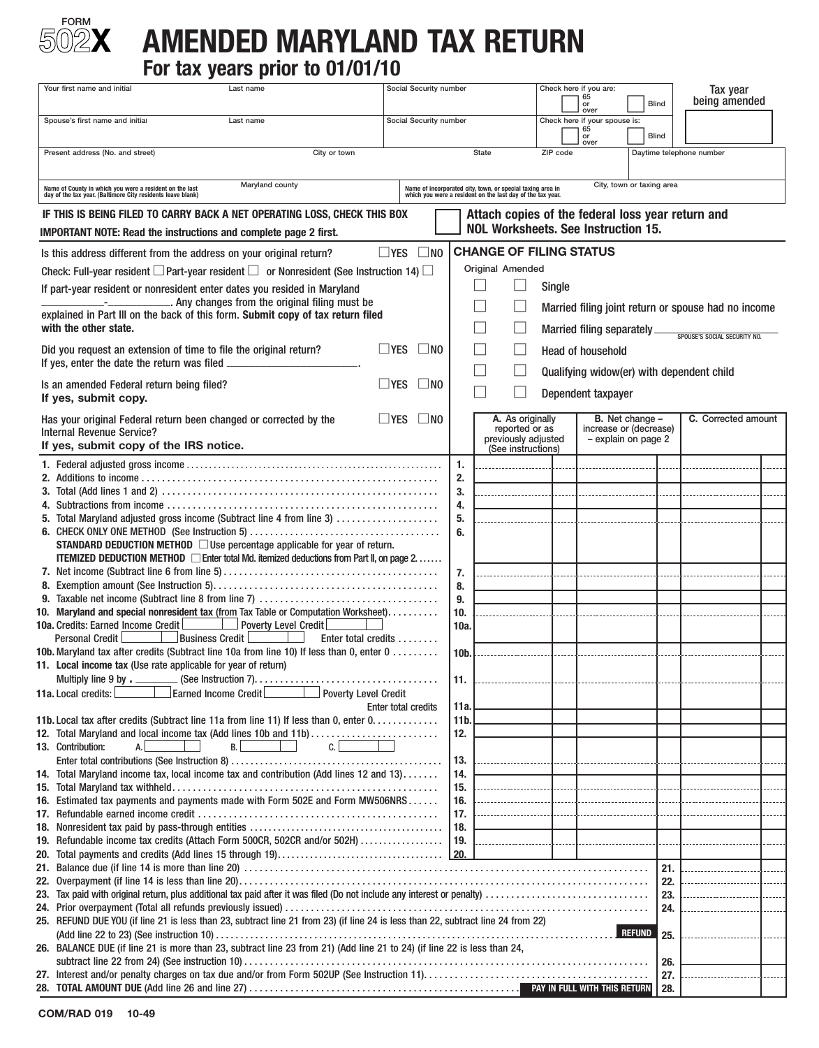FORM

# 502X AMENDED MARYLAND TAX RETURN

## For tax years prior to 01/01/10

| Your first name and initial | Last name | Social Security number | Check here if you are: ☐ 65 or over ☐ Blind | Tax year being amended |
|---|---|---|---|---|
| Spouse's first name and initial | Last name | Social Security number | Check here if your spouse is: ☐ 65 or over ☐ Blind | |
| Present address (No. and street) | City or town | State | ZIP code | Daytime telephone number |
| Name of County in which you were a resident on the last day of the tax year. (Baltimore City residents leave blank) | Maryland county | Name of incorporated city, town, or special taxing area in which you were a resident on the last day of the tax year. | City, town or taxing area | |

**IF THIS IS BEING FILED TO CARRY BACK A NET OPERATING LOSS, CHECK THIS BOX** ☐ **Attach copies of the federal loss year return and NOL Worksheets. See Instruction 15.**

**IMPORTANT NOTE: Read the instructions and complete page 2 first.**

Is this address different from the address on your original return? ☐ YES ☐ NO

Check: Full-year resident ☐ Part-year resident ☐ or Nonresident (See Instruction 14) ☐

If part-year resident or nonresident enter dates you resided in Maryland ________ - ________. Any changes from the original filing must be explained in Part III on the back of this form. **Submit copy of tax return filed with the other state.**

Did you request an extension of time to file the original return? ☐ YES ☐ NO
If yes, enter the date the return was filed ________________.

Is an amended Federal return being filed? ☐ YES ☐ NO
**If yes, submit copy.**

Has your original Federal return been changed or corrected by the Internal Revenue Service? ☐ YES ☐ NO
**If yes, submit copy of the IRS notice.**

### CHANGE OF FILING STATUS

| Original | Amended | |
|---|---|---|
| ☐ | ☐ | Single |
| ☐ | ☐ | Married filing joint return or spouse had no income |
| ☐ | ☐ | Married filing separately ________ SPOUSE'S SOCIAL SECURITY NO. |
| ☐ | ☐ | Head of household |
| ☐ | ☐ | Qualifying widow(er) with dependent child |
| ☐ | ☐ | Dependent taxpayer |

| Line | Description | | A. As originally reported or as previously adjusted (See instructions) | B. Net change – increase or (decrease) – explain on page 2 | C. Corrected amount |
|---|---|---|---|---|---|
| 1. | Federal adjusted gross income | 1. | | | |
| 2. | Additions to income | 2. | | | |
| 3. | Total (Add lines 1 and 2) | 3. | | | |
| 4. | Subtractions from income | 4. | | | |
| 5. | Total Maryland adjusted gross income (Subtract line 4 from line 3) | 5. | | | |
| 6. | CHECK ONLY ONE METHOD (See Instruction 5) **STANDARD DEDUCTION METHOD** ☐ Use percentage applicable for year of return. **ITEMIZED DEDUCTION METHOD** ☐ Enter total Md. itemized deductions from Part II, on page 2. | 6. | | | |
| 7. | Net income (Subtract line 6 from line 5) | 7. | | | |
| 8. | Exemption amount (See Instruction 5) | 8. | | | |
| 9. | Taxable net income (Subtract line 8 from line 7) | 9. | | | |
| 10. | **Maryland and special nonresident tax** (from Tax Table or Computation Worksheet) | 10. | | | |
| 10a. | Credits: Earned Income Credit ☐ Poverty Level Credit ☐ Personal Credit ☐ Business Credit ☐ Enter total credits | 10a. | | | |
| 10b. | Maryland tax after credits (Subtract line 10a from line 10) If less than 0, enter 0 | 10b. | | | |
| 11. | **Local income tax** (Use rate applicable for year of return) Multiply line 9 by . ______ (See Instruction 7) | 11. | | | |
| 11a. | Local credits: ☐ Earned Income Credit ☐ Poverty Level Credit Enter total credits | 11a. | | | |
| 11b. | Local tax after credits (Subtract line 11a from line 11) If less than 0, enter 0 | 11b. | | | |
| 12. | Total Maryland and local income tax (Add lines 10b and 11b) | 12. | | | |
| 13. | Contribution: A. ☐ B. ☐ C. ☐ Enter total contributions (See Instruction 8) | 13. | | | |
| 14. | Total Maryland income tax, local income tax and contribution (Add lines 12 and 13) | 14. | | | |
| 15. | Total Maryland tax withheld | 15. | | | |
| 16. | Estimated tax payments and payments made with Form 502E and Form MW506NRS | 16. | | | |
| 17. | Refundable earned income credit | 17. | | | |
| 18. | Nonresident tax paid by pass-through entities | 18. | | | |
| 19. | Refundable income tax credits (Attach Form 500CR, 502CR and/or 502H) | 19. | | | |
| 20. | Total payments and credits (Add lines 15 through 19) | 20. | | | |
| 21. | Balance due (if line 14 is more than line 20) | | | 21. | |
| 22. | Overpayment (if line 14 is less than line 20) | | | 22. | |
| 23. | Tax paid with original return, plus additional tax paid after it was filed (Do not include any interest or penalty) | | | 23. | |
| 24. | Prior overpayment (Total all refunds previously issued) | | | 24. | |
| 25. | REFUND DUE YOU (if line 21 is less than 23, subtract line 21 from 23) (if line 24 is less than 22, subtract line 24 from 22) (Add line 22 to 23) (See instruction 10) **REFUND** | | | 25. | |
| 26. | BALANCE DUE (if line 21 is more than 23, subtract line 23 from 21) (Add line 21 to 24) (if line 22 is less than 24, subtract line 22 from 24) (See instruction 10) | | | 26. | |
| 27. | Interest and/or penalty charges on tax due and/or from Form 502UP (See Instruction 11) | | | 27. | |
| 28. | **TOTAL AMOUNT DUE** (Add line 26 and line 27) **PAY IN FULL WITH THIS RETURN** | | | 28. | |

COM/RAD 019 10-49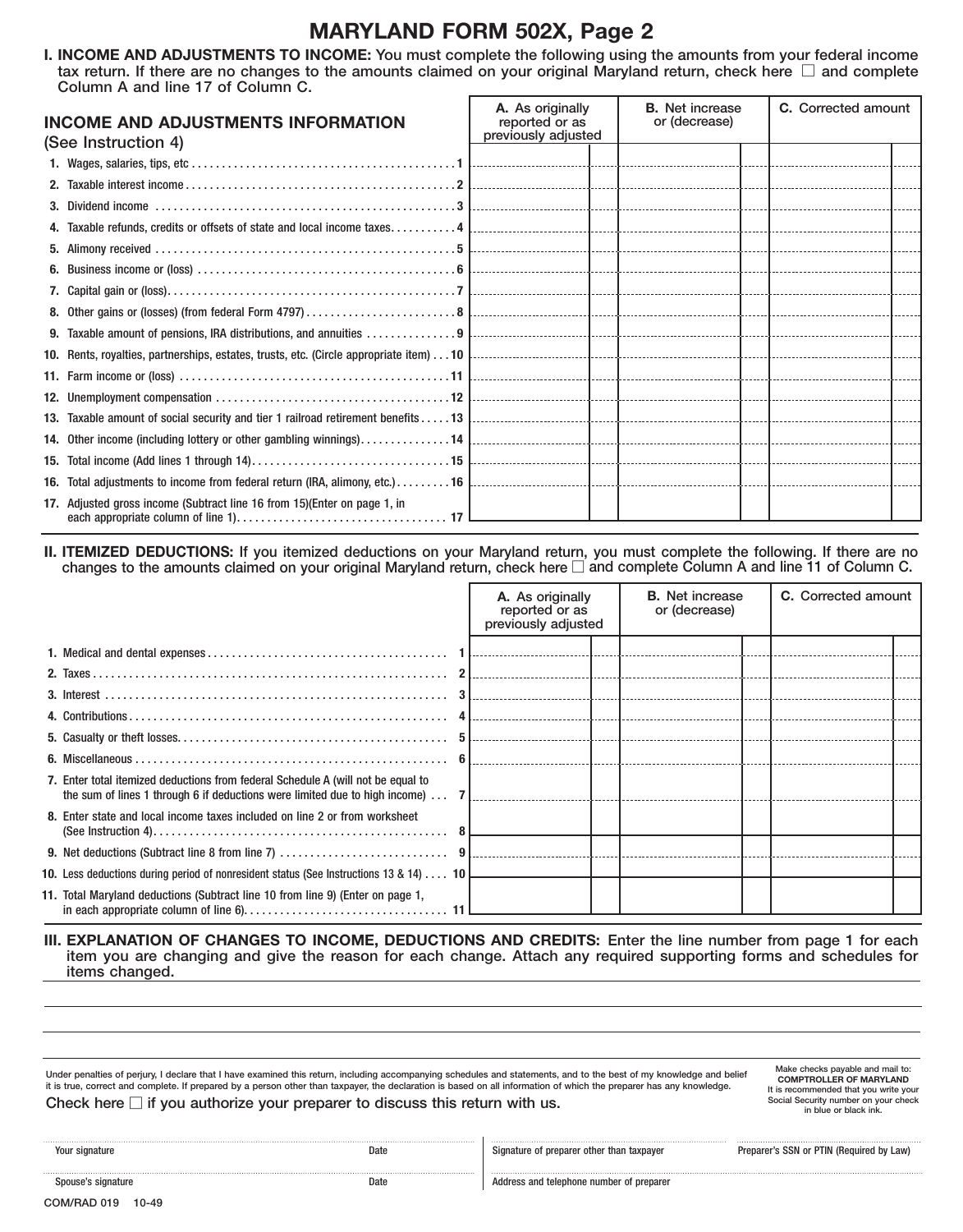# MARYLAND FORM 502X, Page 2

**I. INCOME AND ADJUSTMENTS TO INCOME:** You must complete the following using the amounts from your federal income tax return. If there are no changes to the amounts claimed on your original Maryland return, check here ☐ and complete Column A and line 17 of Column C.

| INCOME AND ADJUSTMENTS INFORMATION (See Instruction 4) | A. As originally reported or as previously adjusted | B. Net increase or (decrease) | C. Corrected amount |
|---|---|---|---|
| 1. Wages, salaries, tips, etc . . . 1 | | | |
| 2. Taxable interest income . . . 2 | | | |
| 3. Dividend income . . . 3 | | | |
| 4. Taxable refunds, credits or offsets of state and local income taxes . . . 4 | | | |
| 5. Alimony received . . . 5 | | | |
| 6. Business income or (loss) . . . 6 | | | |
| 7. Capital gain or (loss) . . . 7 | | | |
| 8. Other gains or (losses) (from federal Form 4797) . . . 8 | | | |
| 9. Taxable amount of pensions, IRA distributions, and annuities . . . 9 | | | |
| 10. Rents, royalties, partnerships, estates, trusts, etc. (Circle appropriate item) . . . 10 | | | |
| 11. Farm income or (loss) . . . 11 | | | |
| 12. Unemployment compensation . . . 12 | | | |
| 13. Taxable amount of social security and tier 1 railroad retirement benefits . . . 13 | | | |
| 14. Other income (including lottery or other gambling winnings) . . . 14 | | | |
| 15. Total income (Add lines 1 through 14) . . . 15 | | | |
| 16. Total adjustments to income from federal return (IRA, alimony, etc.) . . . 16 | | | |
| 17. Adjusted gross income (Subtract line 16 from 15)(Enter on page 1, in each appropriate column of line 1) . . . 17 | | | |

**II. ITEMIZED DEDUCTIONS:** If you itemized deductions on your Maryland return, you must complete the following. If there are no changes to the amounts claimed on your original Maryland return, check here ☐ and complete Column A and line 11 of Column C.

| | A. As originally reported or as previously adjusted | B. Net increase or (decrease) | C. Corrected amount |
|---|---|---|---|
| 1. Medical and dental expenses . . . 1 | | | |
| 2. Taxes . . . 2 | | | |
| 3. Interest . . . 3 | | | |
| 4. Contributions . . . 4 | | | |
| 5. Casualty or theft losses . . . 5 | | | |
| 6. Miscellaneous . . . 6 | | | |
| 7. Enter total itemized deductions from federal Schedule A (will not be equal to the sum of lines 1 through 6 if deductions were limited due to high income) . . . 7 | | | |
| 8. Enter state and local income taxes included on line 2 or from worksheet (See Instruction 4) . . . 8 | | | |
| 9. Net deductions (Subtract line 8 from line 7) . . . 9 | | | |
| 10. Less deductions during period of nonresident status (See Instructions 13 & 14) . . . 10 | | | |
| 11. Total Maryland deductions (Subtract line 10 from line 9) (Enter on page 1, in each appropriate column of line 6) . . . 11 | | | |

**III. EXPLANATION OF CHANGES TO INCOME, DEDUCTIONS AND CREDITS:** Enter the line number from page 1 for each item you are changing and give the reason for each change. Attach any required supporting forms and schedules for items changed.

Under penalties of perjury, I declare that I have examined this return, including accompanying schedules and statements, and to the best of my knowledge and belief it is true, correct and complete. If prepared by a person other than taxpayer, the declaration is based on all information of which the preparer has any knowledge.

Check here ☐ if you authorize your preparer to discuss this return with us.

Make checks payable and mail to:
**COMPTROLLER OF MARYLAND**
It is recommended that you write your Social Security number on your check in blue or black ink.

| Your signature | Date | Signature of preparer other than taxpayer | Preparer's SSN or PTIN (Required by Law) |
|---|---|---|---|
| Spouse's signature | Date | Address and telephone number of preparer | |

COM/RAD 019 10-49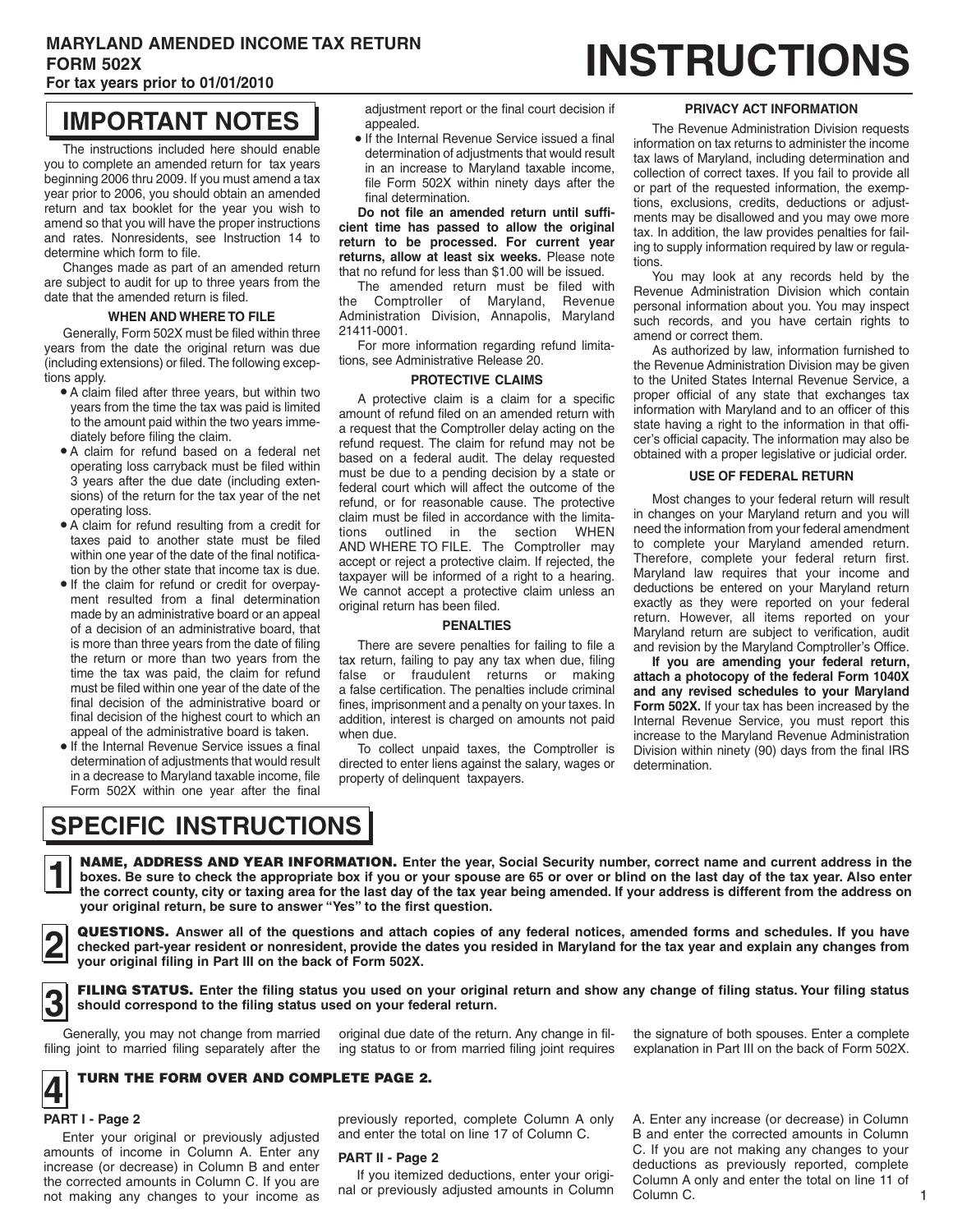**MARYLAND AMENDED INCOME TAX RETURN**
**FORM 502X**
**For tax years prior to 01/01/2010**

# INSTRUCTIONS

## IMPORTANT NOTES

The instructions included here should enable you to complete an amended return for tax years beginning 2006 thru 2009. If you must amend a tax year prior to 2006, you should obtain an amended return and tax booklet for the year you wish to amend so that you will have the proper instructions and rates. Nonresidents, see Instruction 14 to determine which form to file.

Changes made as part of an amended return are subject to audit for up to three years from the date that the amended return is filed.

### WHEN AND WHERE TO FILE

Generally, Form 502X must be filed within three years from the date the original return was due (including extensions) or filed. The following exceptions apply.

- A claim filed after three years, but within two years from the time the tax was paid is limited to the amount paid within the two years immediately before filing the claim.
- A claim for refund based on a federal net operating loss carryback must be filed within 3 years after the due date (including extensions) of the return for the tax year of the net operating loss.
- A claim for refund resulting from a credit for taxes paid to another state must be filed within one year of the date of the final notification by the other state that income tax is due.
- If the claim for refund or credit for overpayment resulted from a final determination made by an administrative board or an appeal of a decision of an administrative board, that is more than three years from the date of filing the return or more than two years from the time the tax was paid, the claim for refund must be filed within one year of the date of the final decision of the administrative board or final decision of the highest court to which an appeal of the administrative board is taken.
- If the Internal Revenue Service issues a final determination of adjustments that would result in a decrease to Maryland taxable income, file Form 502X within one year after the final adjustment report or the final court decision if appealed.
- If the Internal Revenue Service issued a final determination of adjustments that would result in an increase to Maryland taxable income, file Form 502X within ninety days after the final determination.

**Do not file an amended return until sufficient time has passed to allow the original return to be processed. For current year returns, allow at least six weeks.** Please note that no refund for less than $1.00 will be issued.

The amended return must be filed with the Comptroller of Maryland, Revenue Administration Division, Annapolis, Maryland 21411-0001.

For more information regarding refund limitations, see Administrative Release 20.

### PROTECTIVE CLAIMS

A protective claim is a claim for a specific amount of refund filed on an amended return with a request that the Comptroller delay acting on the refund request. The claim for refund may not be based on a federal audit. The delay requested must be due to a pending decision by a state or federal court which will affect the outcome of the refund, or for reasonable cause. The protective claim must be filed in accordance with the limitations outlined in the section WHEN AND WHERE TO FILE. The Comptroller may accept or reject a protective claim. If rejected, the taxpayer will be informed of a right to a hearing. We cannot accept a protective claim unless an original return has been filed.

### PENALTIES

There are severe penalties for failing to file a tax return, failing to pay any tax when due, filing false or fraudulent returns or making a false certification. The penalties include criminal fines, imprisonment and a penalty on your taxes. In addition, interest is charged on amounts not paid when due.

To collect unpaid taxes, the Comptroller is directed to enter liens against the salary, wages or property of delinquent taxpayers.

### PRIVACY ACT INFORMATION

The Revenue Administration Division requests information on tax returns to administer the income tax laws of Maryland, including determination and collection of correct taxes. If you fail to provide all or part of the requested information, the exemptions, exclusions, credits, deductions or adjustments may be disallowed and you may owe more tax. In addition, the law provides penalties for failing to supply information required by law or regulations.

You may look at any records held by the Revenue Administration Division which contain personal information about you. You may inspect such records, and you have certain rights to amend or correct them.

As authorized by law, information furnished to the Revenue Administration Division may be given to the United States Internal Revenue Service, a proper official of any state that exchanges tax information with Maryland and to an officer of this state having a right to the information in that officer's official capacity. The information may also be obtained with a proper legislative or judicial order.

### USE OF FEDERAL RETURN

Most changes to your federal return will result in changes on your Maryland return and you will need the information from your federal amendment to complete your Maryland amended return. Therefore, complete your federal return first. Maryland law requires that your income and deductions be entered on your Maryland return exactly as they were reported on your federal return. However, all items reported on your Maryland return are subject to verification, audit and revision by the Maryland Comptroller's Office.

**If you are amending your federal return, attach a photocopy of the federal Form 1040X and any revised schedules to your Maryland Form 502X.** If your tax has been increased by the Internal Revenue Service, you must report this increase to the Maryland Revenue Administration Division within ninety (90) days from the final IRS determination.

## SPECIFIC INSTRUCTIONS

**1 NAME, ADDRESS AND YEAR INFORMATION. Enter the year, Social Security number, correct name and current address in the boxes. Be sure to check the appropriate box if you or your spouse are 65 or over or blind on the last day of the tax year. Also enter the correct county, city or taxing area for the last day of the tax year being amended. If your address is different from the address on your original return, be sure to answer "Yes" to the first question.**

**2 QUESTIONS. Answer all of the questions and attach copies of any federal notices, amended forms and schedules. If you have checked part-year resident or nonresident, provide the dates you resided in Maryland for the tax year and explain any changes from your original filing in Part III on the back of Form 502X.**

**3 FILING STATUS. Enter the filing status you used on your original return and show any change of filing status. Your filing status should correspond to the filing status used on your federal return.**

Generally, you may not change from married filing joint to married filing separately after the original due date of the return. Any change in filing status to or from married filing joint requires the signature of both spouses. Enter a complete explanation in Part III on the back of Form 502X.

**4 TURN THE FORM OVER AND COMPLETE PAGE 2.**

**PART I - Page 2**

Enter your original or previously adjusted amounts of income in Column A. Enter any increase (or decrease) in Column B and enter the corrected amounts in Column C. If you are not making any changes to your income as previously reported, complete Column A only and enter the total on line 17 of Column C.

**PART II - Page 2**

If you itemized deductions, enter your original or previously adjusted amounts in Column A. Enter any increase (or decrease) in Column B and enter the corrected amounts in Column C. If you are not making any changes to your deductions as previously reported, complete Column A only and enter the total on line 11 of Column C.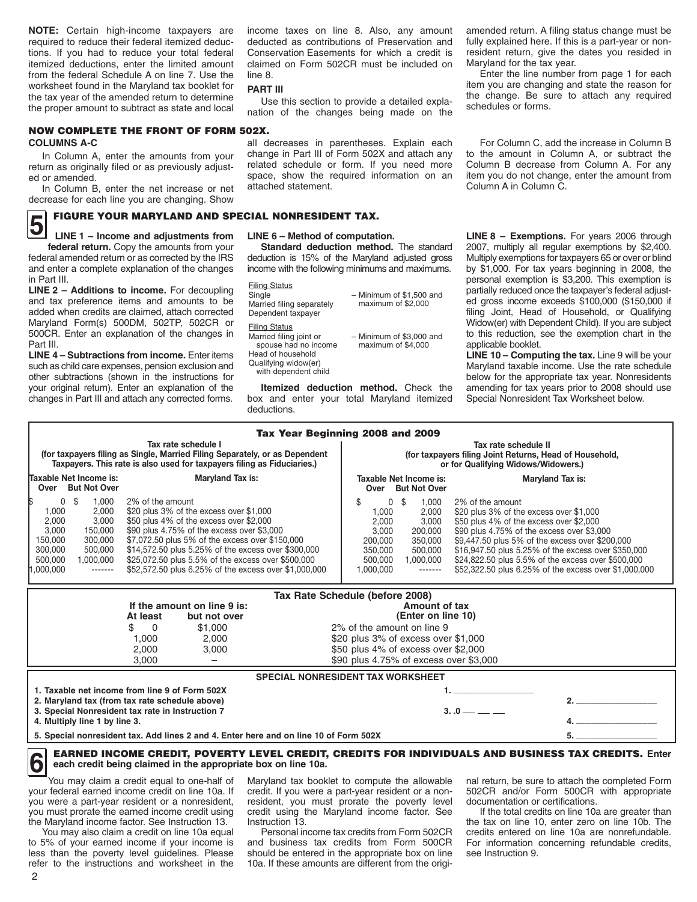**NOTE:** Certain high-income taxpayers are required to reduce their federal itemized deductions. If you had to reduce your total federal itemized deductions, enter the limited amount from the federal Schedule A on line 7. Use the worksheet found in the Maryland tax booklet for the tax year of the amended return to determine the proper amount to subtract as state and local income taxes on line 8. Also, any amount deducted as contributions of Preservation and Conservation Easements for which a credit is claimed on Form 502CR must be included on line 8.

**PART III**

Use this section to provide a detailed explanation of the changes being made on the amended return. A filing status change must be fully explained here. If this is a part-year or nonresident return, give the dates you resided in Maryland for the tax year.

Enter the line number from page 1 for each item you are changing and state the reason for the change. Be sure to attach any required schedules or forms.

## NOW COMPLETE THE FRONT OF FORM 502X.

**COLUMNS A-C**

In Column A, enter the amounts from your return as originally filed or as previously adjusted or amended.

In Column B, enter the net increase or net decrease for each line you are changing. Show all decreases in parentheses. Explain each change in Part III of Form 502X and attach any related schedule or form. If you need more space, show the required information on an attached statement.

For Column C, add the increase in Column B to the amount in Column A, or subtract the Column B decrease from Column A. For any item you do not change, enter the amount from Column A in Column C.

## 5 FIGURE YOUR MARYLAND AND SPECIAL NONRESIDENT TAX.

**LINE 1 – Income and adjustments from federal return.** Copy the amounts from your federal amended return or as corrected by the IRS and enter a complete explanation of the changes in Part III.

**LINE 2 – Additions to income.** For decoupling and tax preference items and amounts to be added when credits are claimed, attach corrected Maryland Form(s) 500DM, 502TP, 502CR or 500CR. Enter an explanation of the changes in Part III.

**LINE 4 – Subtractions from income.** Enter items such as child care expenses, pension exclusion and other subtractions (shown in the instructions for your original return). Enter an explanation of the changes in Part III and attach any corrected forms.

**LINE 6 – Method of computation.**

**Standard deduction method.** The standard deduction is 15% of the Maryland adjusted gross income with the following minimums and maximums.

| Filing Status | |
|---|---|
| Single<br>Married filing separately<br>Dependent taxpayer | – Minimum of $1,500 and maximum of $2,000 |
| Married filing joint or spouse had no income<br>Head of household<br>Qualifying widow(er) with dependent child | – Minimum of $3,000 and maximum of $4,000 |

**Itemized deduction method.** Check the box and enter your total Maryland itemized deductions.

**LINE 8 – Exemptions.** For years 2006 through 2007, multiply all regular exemptions by $2,400. Multiply exemptions for taxpayers 65 or over or blind by $1,000. For tax years beginning in 2008, the personal exemption is $3,200. This exemption is partially reduced once the taxpayer's federal adjusted gross income exceeds $100,000 ($150,000 if filing Joint, Head of Household, or Qualifying Widow(er) with Dependent Child). If you are subject to this reduction, see the exemption chart in the applicable booklet.

**LINE 10 – Computing the tax.** Line 9 will be your Maryland taxable income. Use the rate schedule below for the appropriate tax year. Nonresidents amending for tax years prior to 2008 should use Special Nonresident Tax Worksheet below.

### Tax Year Beginning 2008 and 2009

**Tax rate schedule I** (for taxpayers filing as Single, Married Filing Separately, or as Dependent Taxpayers. This rate is also used for taxpayers filing as Fiduciaries.)

| Taxable Net Income is: Over | But Not Over | Maryland Tax is: |
|---|---|---|
| $ 0 | $ 1,000 | 2% of the amount |
| 1,000 | 2,000 | $20 plus 3% of the excess over $1,000 |
| 2,000 | 3,000 | $50 plus 4% of the excess over $2,000 |
| 3,000 | 150,000 | $90 plus 4.75% of the excess over $3,000 |
| 150,000 | 300,000 | $7,072.50 plus 5% of the excess over $150,000 |
| 300,000 | 500,000 | $14,572.50 plus 5.25% of the excess over $300,000 |
| 500,000 | 1,000,000 | $25,072.50 plus 5.5% of the excess over $500,000 |
| 1,000,000 | ------- | $52,572.50 plus 6.25% of the excess over $1,000,000 |

**Tax rate schedule II** (for taxpayers filing Joint Returns, Head of Household, or for Qualifying Widows/Widowers.)

| Taxable Net Income is: Over | But Not Over | Maryland Tax is: |
|---|---|---|
| $ 0 | $ 1,000 | 2% of the amount |
| 1,000 | 2,000 | $20 plus 3% of the excess over $1,000 |
| 2,000 | 3,000 | $50 plus 4% of the excess over $2,000 |
| 3,000 | 200,000 | $90 plus 4.75% of the excess over $3,000 |
| 200,000 | 350,000 | $9,447.50 plus 5% of the excess over $200,000 |
| 350,000 | 500,000 | $16,947.50 plus 5.25% of the excess over $350,000 |
| 500,000 | 1,000,000 | $24,822.50 plus 5.5% of the excess over $500,000 |
| 1,000,000 | ------- | $52,322.50 plus 6.25% of the excess over $1,000,000 |

### Tax Rate Schedule (before 2008)

| If the amount on line 9 is: At least | but not over | Amount of tax (Enter on line 10) |
|---|---|---|
| $ 0 | $1,000 | 2% of the amount on line 9 |
| 1,000 | 2,000 | $20 plus 3% of excess over $1,000 |
| 2,000 | 3,000 | $50 plus 4% of excess over $2,000 |
| 3,000 | – | $90 plus 4.75% of excess over $3,000 |

### SPECIAL NONRESIDENT TAX WORKSHEET

| | | |
|---|---|---|
| 1. Taxable net income from line 9 of Form 502X | 1. ________ | |
| 2. Maryland tax (from tax rate schedule above) | | 2. ________ |
| 3. Special Nonresident tax rate in Instruction 7 | 3. .0 __ __ __ | |
| 4. Multiply line 1 by line 3. | | 4. ________ |
| 5. Special nonresident tax. Add lines 2 and 4. Enter here and on line 10 of Form 502X | | 5. ________ |

## 6 EARNED INCOME CREDIT, POVERTY LEVEL CREDIT, CREDITS FOR INDIVIDUALS AND BUSINESS TAX CREDITS. Enter each credit being claimed in the appropriate box on line 10a.

You may claim a credit equal to one-half of your federal earned income credit on line 10a. If you were a part-year resident or a nonresident, you must prorate the earned income credit using the Maryland income factor. See Instruction 13.

You may also claim a credit on line 10a equal to 5% of your earned income if your income is less than the poverty level guidelines. Please refer to the instructions and worksheet in the Maryland tax booklet to compute the allowable credit. If you were a part-year resident or a nonresident, you must prorate the poverty level credit using the Maryland income factor. See Instruction 13.

Personal income tax credits from Form 502CR and business tax credits from Form 500CR should be entered in the appropriate box on line 10a. If these amounts are different from the original return, be sure to attach the completed Form 502CR and/or Form 500CR with appropriate documentation or certifications.

If the total credits on line 10a are greater than the tax on line 10, enter zero on line 10b. The credits entered on line 10a are nonrefundable. For information concerning refundable credits, see Instruction 9.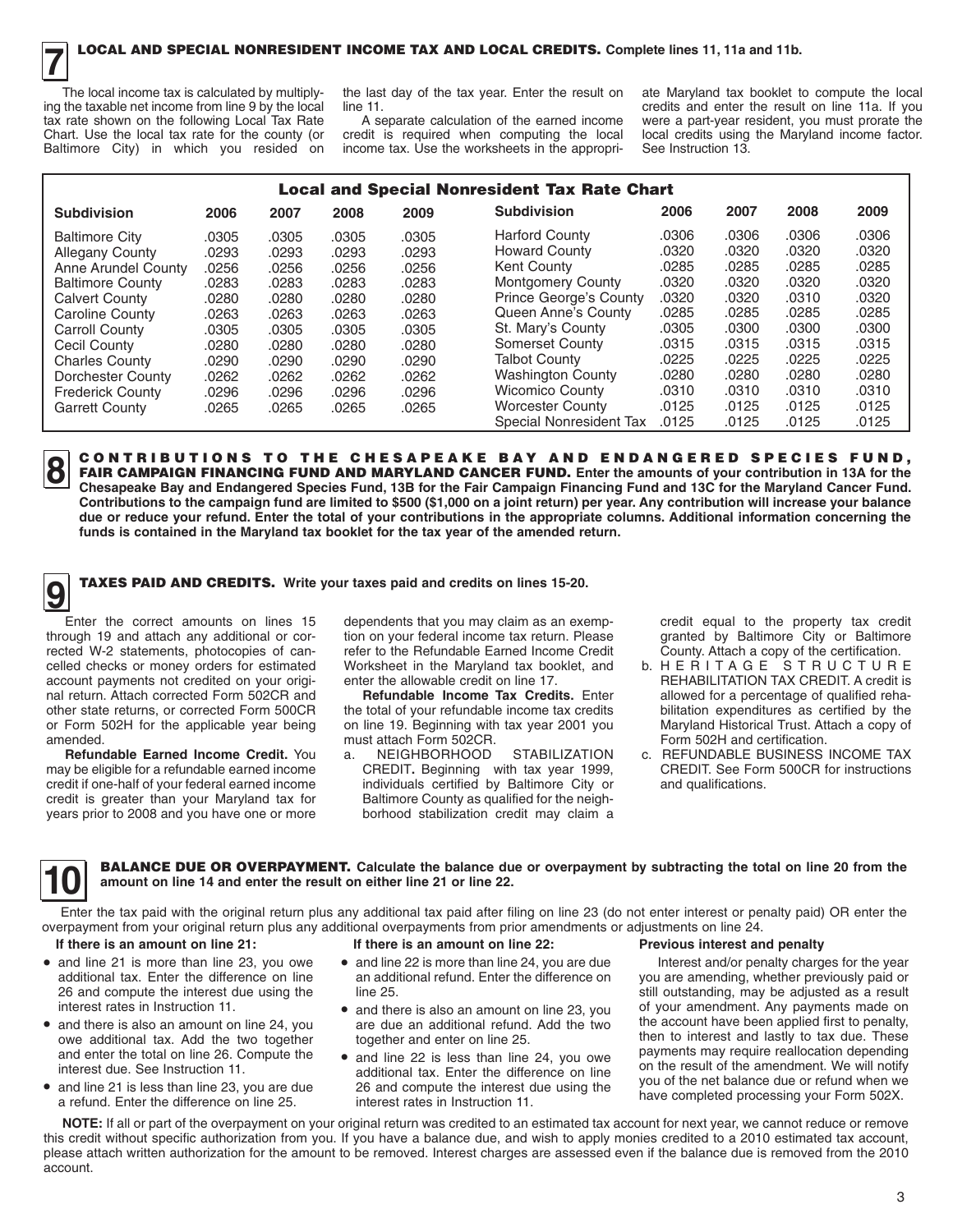## 7 LOCAL AND SPECIAL NONRESIDENT INCOME TAX AND LOCAL CREDITS. Complete lines 11, 11a and 11b.

The local income tax is calculated by multiplying the taxable net income from line 9 by the local tax rate shown on the following Local Tax Rate Chart. Use the local tax rate for the county (or Baltimore City) in which you resided on the last day of the tax year. Enter the result on line 11.

A separate calculation of the earned income credit is required when computing the local income tax. Use the worksheets in the appropriate Maryland tax booklet to compute the local credits and enter the result on line 11a. If you were a part-year resident, you must prorate the local credits using the Maryland income factor. See Instruction 13.

**Local and Special Nonresident Tax Rate Chart**

| Subdivision | 2006 | 2007 | 2008 | 2009 | Subdivision | 2006 | 2007 | 2008 | 2009 |
|---|---|---|---|---|---|---|---|---|---|
| Baltimore City | .0305 | .0305 | .0305 | .0305 | Harford County | .0306 | .0306 | .0306 | .0306 |
| Allegany County | .0293 | .0293 | .0293 | .0293 | Howard County | .0320 | .0320 | .0320 | .0320 |
| Anne Arundel County | .0256 | .0256 | .0256 | .0256 | Kent County | .0285 | .0285 | .0285 | .0285 |
| Baltimore County | .0283 | .0283 | .0283 | .0283 | Montgomery County | .0320 | .0320 | .0320 | .0320 |
| Calvert County | .0280 | .0280 | .0280 | .0280 | Prince George's County | .0320 | .0320 | .0310 | .0320 |
| Caroline County | .0263 | .0263 | .0263 | .0263 | Queen Anne's County | .0285 | .0285 | .0285 | .0285 |
| Carroll County | .0305 | .0305 | .0305 | .0305 | St. Mary's County | .0305 | .0300 | .0300 | .0300 |
| Cecil County | .0280 | .0280 | .0280 | .0280 | Somerset County | .0315 | .0315 | .0315 | .0315 |
| Charles County | .0290 | .0290 | .0290 | .0290 | Talbot County | .0225 | .0225 | .0225 | .0225 |
| Dorchester County | .0262 | .0262 | .0262 | .0262 | Washington County | .0280 | .0280 | .0280 | .0280 |
| Frederick County | .0296 | .0296 | .0296 | .0296 | Wicomico County | .0310 | .0310 | .0310 | .0310 |
| Garrett County | .0265 | .0265 | .0265 | .0265 | Worcester County | .0125 | .0125 | .0125 | .0125 |
| | | | | | Special Nonresident Tax | .0125 | .0125 | .0125 | .0125 |

## 8 CONTRIBUTIONS TO THE CHESAPEAKE BAY AND ENDANGERED SPECIES FUND, FAIR CAMPAIGN FINANCING FUND AND MARYLAND CANCER FUND.

**Enter the amounts of your contribution in 13A for the Chesapeake Bay and Endangered Species Fund, 13B for the Fair Campaign Financing Fund and 13C for the Maryland Cancer Fund. Contributions to the campaign fund are limited to $500 ($1,000 on a joint return) per year. Any contribution will increase your balance due or reduce your refund. Enter the total of your contributions in the appropriate columns. Additional information concerning the funds is contained in the Maryland tax booklet for the tax year of the amended return.**

## 9 TAXES PAID AND CREDITS. Write your taxes paid and credits on lines 15-20.

Enter the correct amounts on lines 15 through 19 and attach any additional or corrected W-2 statements, photocopies of cancelled checks or money orders for estimated account payments not credited on your original return. Attach corrected Form 502CR and other state returns, or corrected Form 500CR or Form 502H for the applicable year being amended.

**Refundable Earned Income Credit.** You may be eligible for a refundable earned income credit if one-half of your federal earned income credit is greater than your Maryland tax for years prior to 2008 and you have one or more dependents that you may claim as an exemption on your federal income tax return. Please refer to the Refundable Earned Income Credit Worksheet in the Maryland tax booklet, and enter the allowable credit on line 17.

**Refundable Income Tax Credits.** Enter the total of your refundable income tax credits on line 19. Beginning with tax year 2001 you must attach Form 502CR.

a. NEIGHBORHOOD STABILIZATION CREDIT**.** Beginning with tax year 1999, individuals certified by Baltimore City or Baltimore County as qualified for the neighborhood stabilization credit may claim a credit equal to the property tax credit granted by Baltimore City or Baltimore County. Attach a copy of the certification.
b. HERITAGE STRUCTURE REHABILITATION TAX CREDIT. A credit is allowed for a percentage of qualified rehabilitation expenditures as certified by the Maryland Historical Trust. Attach a copy of Form 502H and certification.
c. REFUNDABLE BUSINESS INCOME TAX CREDIT. See Form 500CR for instructions and qualifications.

## 10 BALANCE DUE OR OVERPAYMENT. Calculate the balance due or overpayment by subtracting the total on line 20 from the amount on line 14 and enter the result on either line 21 or line 22.

Enter the tax paid with the original return plus any additional tax paid after filing on line 23 (do not enter interest or penalty paid) OR enter the overpayment from your original return plus any additional overpayments from prior amendments or adjustments on line 24.

**If there is an amount on line 21:**

- and line 21 is more than line 23, you owe additional tax. Enter the difference on line 26 and compute the interest due using the interest rates in Instruction 11.
- and there is also an amount on line 24, you owe additional tax. Add the two together and enter the total on line 26. Compute the interest due. See Instruction 11.
- and line 21 is less than line 23, you are due a refund. Enter the difference on line 25.

**If there is an amount on line 22:**

- and line 22 is more than line 24, you are due an additional refund. Enter the difference on line 25.
- and there is also an amount on line 23, you are due an additional refund. Add the two together and enter on line 25.
- and line 22 is less than line 24, you owe additional tax. Enter the difference on line 26 and compute the interest due using the interest rates in Instruction 11.

**Previous interest and penalty**

Interest and/or penalty charges for the year you are amending, whether previously paid or still outstanding, may be adjusted as a result of your amendment. Any payments made on the account have been applied first to penalty, then to interest and lastly to tax due. These payments may require reallocation depending on the result of the amendment. We will notify you of the net balance due or refund when we have completed processing your Form 502X.

**NOTE:** If all or part of the overpayment on your original return was credited to an estimated tax account for next year, we cannot reduce or remove this credit without specific authorization from you. If you have a balance due, and wish to apply monies credited to a 2010 estimated tax account, please attach written authorization for the amount to be removed. Interest charges are assessed even if the balance due is removed from the 2010 account.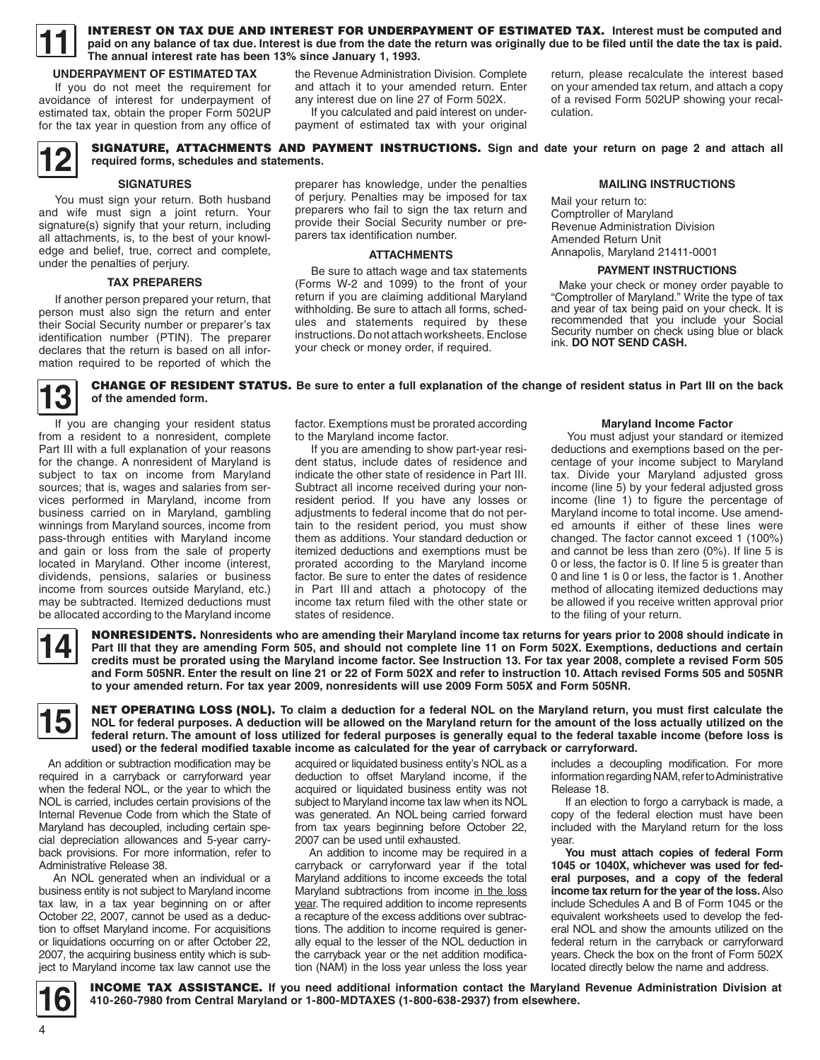## 11 INTEREST ON TAX DUE AND INTEREST FOR UNDERPAYMENT OF ESTIMATED TAX.

**Interest must be computed and paid on any balance of tax due. Interest is due from the date the return was originally due to be filed until the date the tax is paid. The annual interest rate has been 13% since January 1, 1993.**

### UNDERPAYMENT OF ESTIMATED TAX

If you do not meet the requirement for avoidance of interest for underpayment of estimated tax, obtain the proper Form 502UP for the tax year in question from any office of the Revenue Administration Division. Complete and attach it to your amended return. Enter any interest due on line 27 of Form 502X.

If you calculated and paid interest on underpayment of estimated tax with your original return, please recalculate the interest based on your amended tax return, and attach a copy of a revised Form 502UP showing your recalculation.

## 12 SIGNATURE, ATTACHMENTS AND PAYMENT INSTRUCTIONS.

**Sign and date your return on page 2 and attach all required forms, schedules and statements.**

### SIGNATURES

You must sign your return. Both husband and wife must sign a joint return. Your signature(s) signify that your return, including all attachments, is, to the best of your knowledge and belief, true, correct and complete, under the penalties of perjury.

### TAX PREPARERS

If another person prepared your return, that person must also sign the return and enter their Social Security number or preparer's tax identification number (PTIN). The preparer declares that the return is based on all information required to be reported of which the preparer has knowledge, under the penalties of perjury. Penalties may be imposed for tax preparers who fail to sign the tax return and provide their Social Security number or preparers tax identification number.

### ATTACHMENTS

Be sure to attach wage and tax statements (Forms W-2 and 1099) to the front of your return if you are claiming additional Maryland withholding. Be sure to attach all forms, schedules and statements required by these instructions. Do not attach worksheets. Enclose your check or money order, if required.

### MAILING INSTRUCTIONS

Mail your return to:
Comptroller of Maryland
Revenue Administration Division
Amended Return Unit
Annapolis, Maryland 21411-0001

### PAYMENT INSTRUCTIONS

Make your check or money order payable to "Comptroller of Maryland." Write the type of tax and year of tax being paid on your check. It is recommended that you include your Social Security number on check using blue or black ink. **DO NOT SEND CASH.**

## 13 CHANGE OF RESIDENT STATUS.

**Be sure to enter a full explanation of the change of resident status in Part III on the back of the amended form.**

If you are changing your resident status from a resident to a nonresident, complete Part III with a full explanation of your reasons for the change. A nonresident of Maryland is subject to tax on income from Maryland sources; that is, wages and salaries from services performed in Maryland, income from business carried on in Maryland, gambling winnings from Maryland sources, income from pass-through entities with Maryland income and gain or loss from the sale of property located in Maryland. Other income (interest, dividends, pensions, salaries or business income from sources outside Maryland, etc.) may be subtracted. Itemized deductions must be allocated according to the Maryland income factor. Exemptions must be prorated according to the Maryland income factor.

If you are amending to show part-year resident status, include dates of residence and indicate the other state of residence in Part III. Subtract all income received during your nonresident period. If you have any losses or adjustments to federal income that do not pertain to the resident period, you must show them as additions. Your standard deduction or itemized deductions and exemptions must be prorated according to the Maryland income factor. Be sure to enter the dates of residence in Part III and attach a photocopy of the income tax return filed with the other state or states of residence.

### Maryland Income Factor

You must adjust your standard or itemized deductions and exemptions based on the percentage of your income subject to Maryland tax. Divide your Maryland adjusted gross income (line 5) by your federal adjusted gross income (line 1) to figure the percentage of Maryland income to total income. Use amended amounts if either of these lines were changed. The factor cannot exceed 1 (100%) and cannot be less than zero (0%). If line 5 is 0 or less, the factor is 0. If line 5 is greater than 0 and line 1 is 0 or less, the factor is 1. Another method of allocating itemized deductions may be allowed if you receive written approval prior to the filing of your return.

## 14 NONRESIDENTS.

**Nonresidents who are amending their Maryland income tax returns for years prior to 2008 should indicate in Part III that they are amending Form 505, and should not complete line 11 on Form 502X. Exemptions, deductions and certain credits must be prorated using the Maryland income factor. See Instruction 13. For tax year 2008, complete a revised Form 505 and Form 505NR. Enter the result on line 21 or 22 of Form 502X and refer to instruction 10. Attach revised Forms 505 and 505NR to your amended return. For tax year 2009, nonresidents will use 2009 Form 505X and Form 505NR.**

## 15 NET OPERATING LOSS (NOL).

**To claim a deduction for a federal NOL on the Maryland return, you must first calculate the NOL for federal purposes. A deduction will be allowed on the Maryland return for the amount of the loss actually utilized on the federal return. The amount of loss utilized for federal purposes is generally equal to the federal taxable income (before loss is used) or the federal modified taxable income as calculated for the year of carryback or carryforward.**

An addition or subtraction modification may be required in a carryback or carryforward year when the federal NOL, or the year to which the NOL is carried, includes certain provisions of the Internal Revenue Code from which the State of Maryland has decoupled, including certain special depreciation allowances and 5-year carryback provisions. For more information, refer to Administrative Release 38.

An NOL generated when an individual or a business entity is not subject to Maryland income tax law, in a tax year beginning on or after October 22, 2007, cannot be used as a deduction to offset Maryland income. For acquisitions or liquidations occurring on or after October 22, 2007, the acquiring business entity which is subject to Maryland income tax law cannot use the acquired or liquidated business entity's NOL as a deduction to offset Maryland income, if the acquired or liquidated business entity was not subject to Maryland income tax law when its NOL was generated. An NOL being carried forward from tax years beginning before October 22, 2007 can be used until exhausted.

An addition to income may be required in a carryback or carryforward year if the total Maryland additions to income exceeds the total Maryland subtractions from income in the loss year. The required addition to income represents a recapture of the excess additions over subtractions. The addition to income required is generally equal to the lesser of the NOL deduction in the carryback year or the net addition modification (NAM) in the loss year unless the loss year includes a decoupling modification. For more information regarding NAM, refer to Administrative Release 18.

If an election to forgo a carryback is made, a copy of the federal election must have been included with the Maryland return for the loss year.

**You must attach copies of federal Form 1045 or 1040X, whichever was used for federal purposes, and a copy of the federal income tax return for the year of the loss.** Also include Schedules A and B of Form 1045 or the equivalent worksheets used to develop the federal NOL and show the amounts utilized on the federal return in the carryback or carryforward years. Check the box on the front of Form 502X located directly below the name and address.

## 16 INCOME TAX ASSISTANCE.

**If you need additional information contact the Maryland Revenue Administration Division at 410-260-7980 from Central Maryland or 1-800-MDTAXES (1-800-638-2937) from elsewhere.**